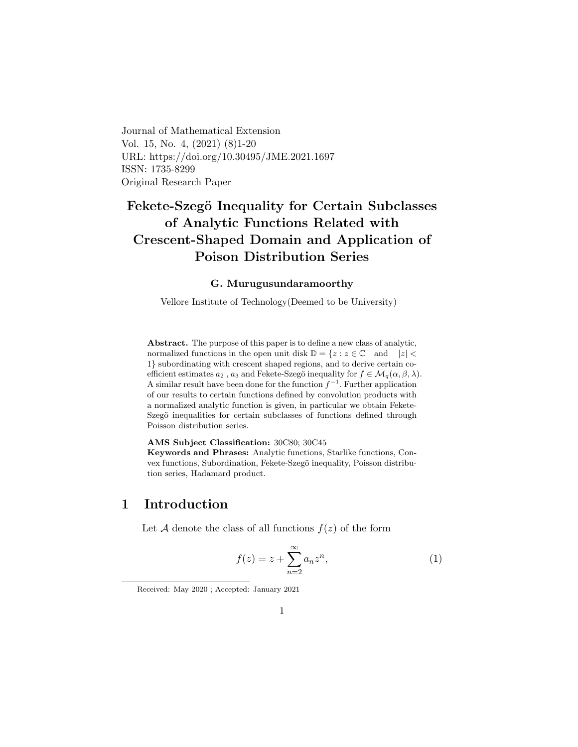Journal of Mathematical Extension
Vol. 15, No. 4, (2021) (8)1-20
URL: https://doi.org/10.30495/JME.2021.1697
ISSN: 1735-8299
Original Research Paper

# Fekete-Szegö Inequality for Certain Subclasses of Analytic Functions Related with Crescent-Shaped Domain and Application of Poison Distribution Series

**G. Murugusundaramoorthy**

Vellore Institute of Technology(Deemed to be University)

**Abstract.** The purpose of this paper is to define a new class of analytic, normalized functions in the open unit disk $\mathbb{D} = \{z : z \in \mathbb{C} \quad \text{and} \quad |z| < 1\}$ subordinating with crescent shaped regions, and to derive certain coefficient estimates $a_2$ , $a_3$ and Fekete-Szegö inequality for $f \in \mathcal{M}_q(\alpha, \beta, \lambda)$. A similar result have been done for the function $f^{-1}$. Further application of our results to certain functions defined by convolution products with a normalized analytic function is given, in particular we obtain Fekete-Szegö inequalities for certain subclasses of functions defined through Poisson distribution series.

**AMS Subject Classification:** 30C80; 30C45
**Keywords and Phrases:** Analytic functions, Starlike functions, Convex functions, Subordination, Fekete-Szegö inequality, Poisson distribution series, Hadamard product.

## 1 Introduction

Let $\mathcal{A}$ denote the class of all functions $f(z)$ of the form

$$f(z) = z + \sum_{n=2}^{\infty} a_n z^n, \tag{1}$$

Received: May 2020 ; Accepted: January 2021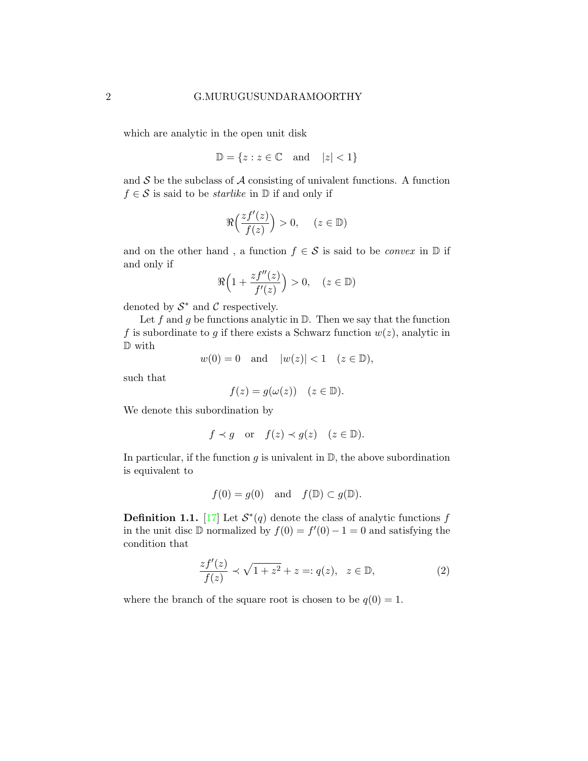which are analytic in the open unit disk

$$\mathbb{D} = \{z : z \in \mathbb{C} \quad \text{and} \quad |z| < 1\}$$

and $\mathcal{S}$ be the subclass of $\mathcal{A}$ consisting of univalent functions. A function $f \in \mathcal{S}$ is said to be *starlike* in $\mathbb{D}$ if and only if

$$\Re\Big(\frac{zf'(z)}{f(z)}\Big) > 0, \quad (z \in \mathbb{D})$$

and on the other hand , a function $f \in \mathcal{S}$ is said to be *convex* in $\mathbb{D}$ if and only if

$$\Re\Big(1 + \frac{zf''(z)}{f'(z)}\Big) > 0, \quad (z \in \mathbb{D})$$

denoted by $\mathcal{S}^*$ and $\mathcal{C}$ respectively.

Let $f$ and $g$ be functions analytic in $\mathbb{D}$. Then we say that the function $f$ is subordinate to $g$ if there exists a Schwarz function $w(z)$, analytic in $\mathbb{D}$ with

$$w(0) = 0 \quad \text{and} \quad |w(z)| < 1 \quad (z \in \mathbb{D}),$$

such that

$$f(z) = g(\omega(z)) \quad (z \in \mathbb{D}).$$

We denote this subordination by

$$f \prec g \quad \text{or} \quad f(z) \prec g(z) \quad (z \in \mathbb{D}).$$

In particular, if the function $g$ is univalent in $\mathbb{D}$, the above subordination is equivalent to

$$f(0) = g(0) \quad \text{and} \quad f(\mathbb{D}) \subset g(\mathbb{D}).$$

**Definition 1.1.** [17] Let $\mathcal{S}^*(q)$ denote the class of analytic functions $f$ in the unit disc $\mathbb{D}$ normalized by $f(0) = f'(0) - 1 = 0$ and satisfying the condition that

$$\frac{zf'(z)}{f(z)} \prec \sqrt{1+z^2} + z =: q(z), \quad z \in \mathbb{D}, \tag{2}$$

where the branch of the square root is chosen to be $q(0) = 1$.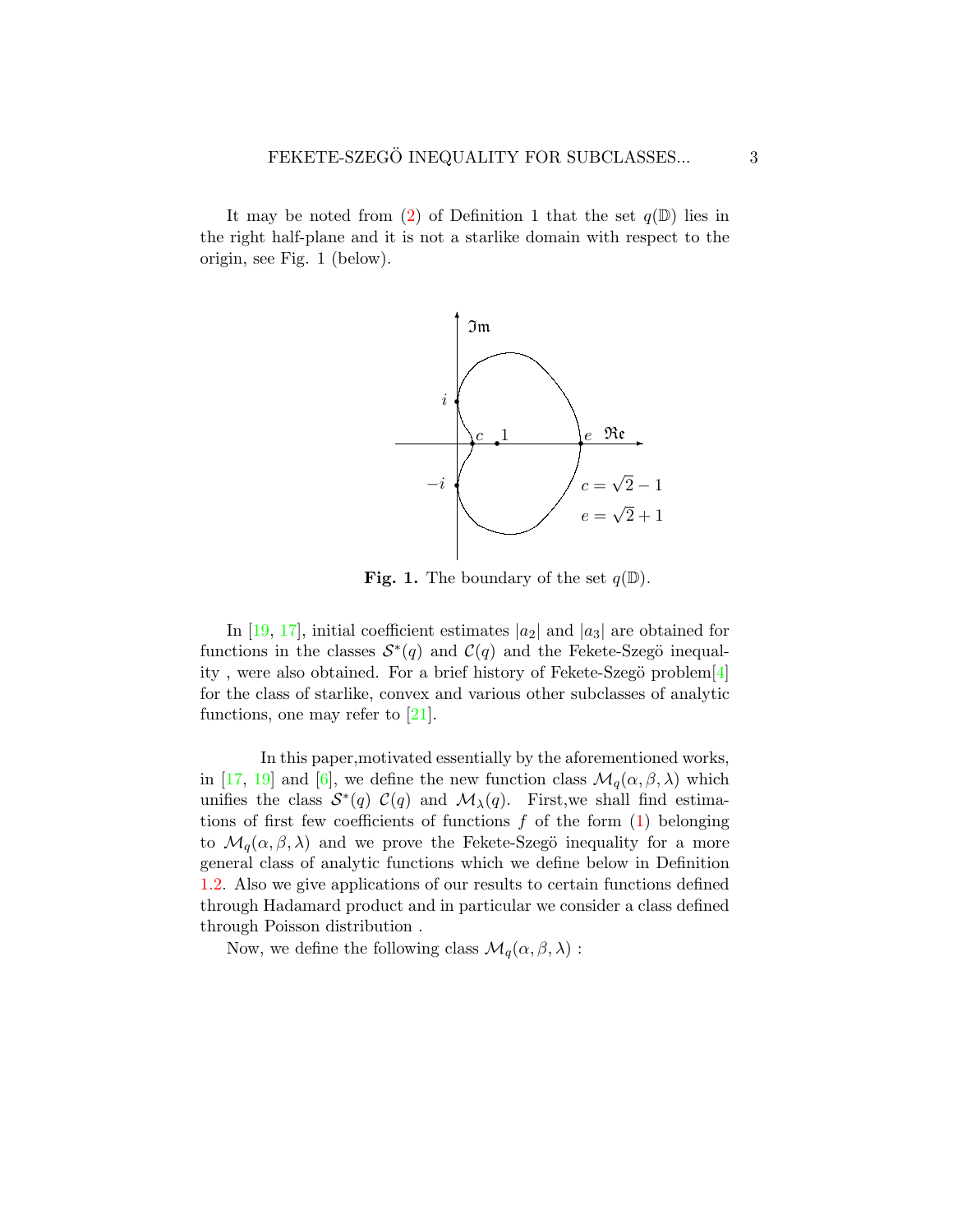It may be noted from (2) of Definition 1 that the set $q(\mathbb{D})$ lies in the right half-plane and it is not a starlike domain with respect to the origin, see Fig. 1 (below).

**Fig. 1.** The boundary of the set $q(\mathbb{D})$.

In [19, 17], initial coefficient estimates $|a_2|$ and $|a_3|$ are obtained for functions in the classes $\mathcal{S}^*(q)$ and $\mathcal{C}(q)$ and the Fekete-Szegö inequality , were also obtained. For a brief history of Fekete-Szegö problem[4] for the class of starlike, convex and various other subclasses of analytic functions, one may refer to [21].

In this paper,motivated essentially by the aforementioned works, in [17, 19] and [6], we define the new function class $\mathcal{M}_q(\alpha, \beta, \lambda)$ which unifies the class $\mathcal{S}^*(q)$ $\mathcal{C}(q)$ and $\mathcal{M}_\lambda(q)$. First,we shall find estimations of first few coefficients of functions $f$ of the form (1) belonging to $\mathcal{M}_q(\alpha, \beta, \lambda)$ and we prove the Fekete-Szegö inequality for a more general class of analytic functions which we define below in Definition 1.2. Also we give applications of our results to certain functions defined through Hadamard product and in particular we consider a class defined through Poisson distribution .

Now, we define the following class $\mathcal{M}_q(\alpha, \beta, \lambda)$ :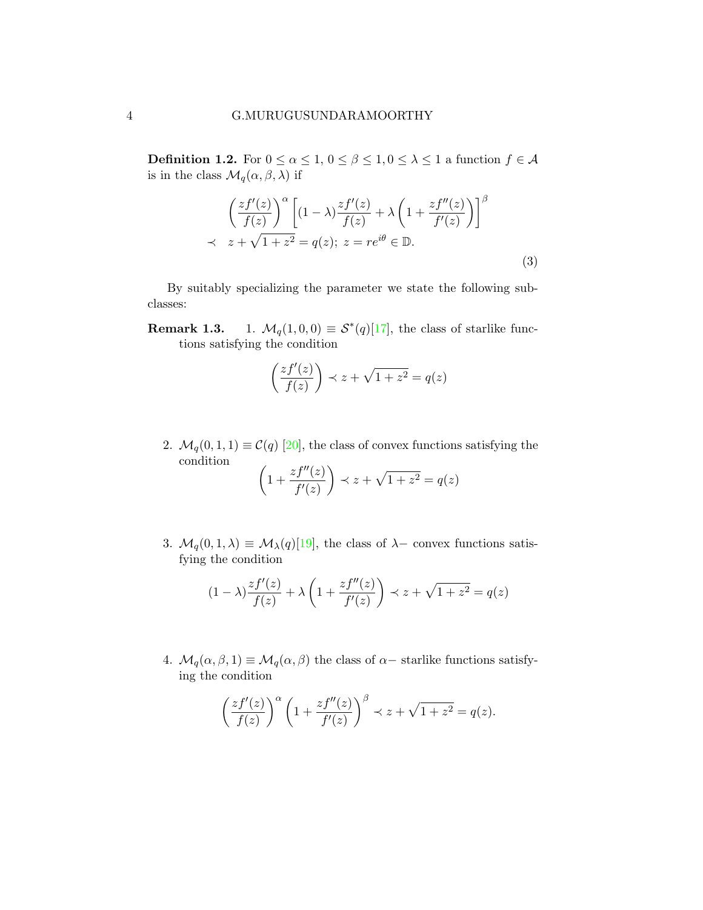**Definition 1.2.** For $0 \leq \alpha \leq 1$, $0 \leq \beta \leq 1, 0 \leq \lambda \leq 1$ a function $f \in \mathcal{A}$ is in the class $\mathcal{M}_q(\alpha, \beta, \lambda)$ if

$$
\begin{aligned}
& \left(\frac{zf'(z)}{f(z)}\right)^{\alpha} \left[(1-\lambda)\frac{zf'(z)}{f(z)} + \lambda\left(1 + \frac{zf''(z)}{f'(z)}\right)\right]^{\beta} \\
\prec \quad & z + \sqrt{1+z^2} = q(z); \; z = re^{i\theta} \in \mathbb{D}.
\end{aligned} \tag{3}
$$

By suitably specializing the parameter we state the following subclasses:

**Remark 1.3.**

1. $\mathcal{M}_q(1, 0, 0) \equiv \mathcal{S}^*(q)$[17], the class of starlike functions satisfying the condition

$$\left(\frac{zf'(z)}{f(z)}\right) \prec z + \sqrt{1+z^2} = q(z)$$

2. $\mathcal{M}_q(0, 1, 1) \equiv \mathcal{C}(q)$ [20], the class of convex functions satisfying the condition

$$\left(1 + \frac{zf''(z)}{f'(z)}\right) \prec z + \sqrt{1+z^2} = q(z)$$

3. $\mathcal{M}_q(0, 1, \lambda) \equiv \mathcal{M}_\lambda(q)$[19], the class of $\lambda-$ convex functions satisfying the condition

$$(1-\lambda)\frac{zf'(z)}{f(z)} + \lambda\left(1 + \frac{zf''(z)}{f'(z)}\right) \prec z + \sqrt{1+z^2} = q(z)$$

4. $\mathcal{M}_q(\alpha, \beta, 1) \equiv \mathcal{M}_q(\alpha, \beta)$ the class of $\alpha-$ starlike functions satisfying the condition

$$\left(\frac{zf'(z)}{f(z)}\right)^{\alpha} \left(1 + \frac{zf''(z)}{f'(z)}\right)^{\beta} \prec z + \sqrt{1+z^2} = q(z).$$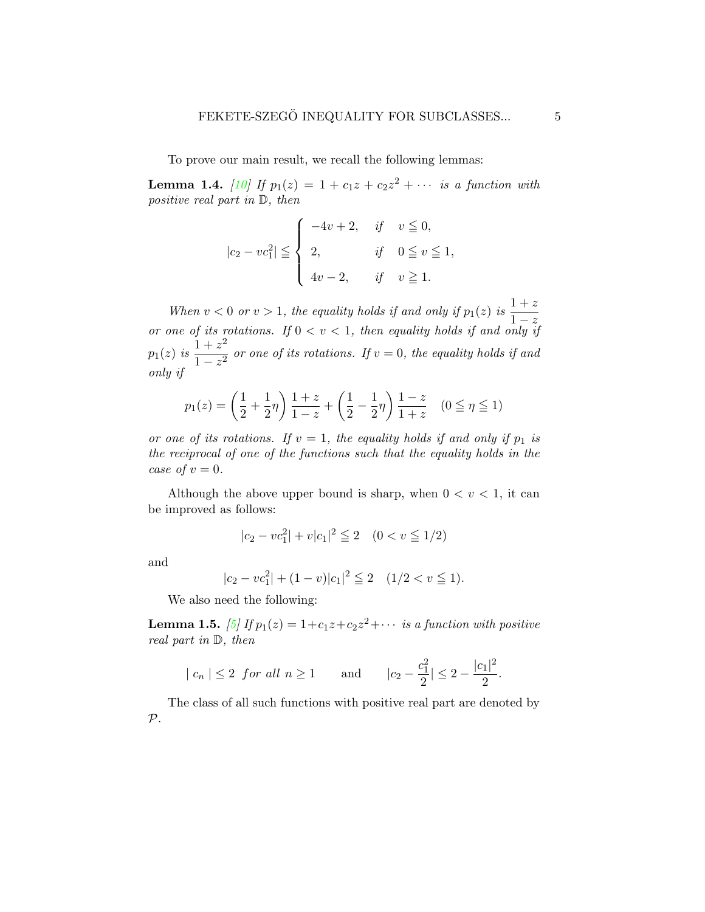To prove our main result, we recall the following lemmas:

**Lemma 1.4.** [10] *If $p_1(z) = 1 + c_1z + c_2z^2 + \cdots$ is a function with positive real part in $\mathbb{D}$, then*

$$|c_2 - vc_1^2| \leqq \begin{cases} -4v + 2, & \text{if} \quad v \leqq 0, \\ 2, & \text{if} \quad 0 \leqq v \leqq 1, \\ 4v - 2, & \text{if} \quad v \geqq 1. \end{cases}$$

*When $v < 0$ or $v > 1$, the equality holds if and only if $p_1(z)$ is $\dfrac{1+z}{1-z}$ or one of its rotations. If $0 < v < 1$, then equality holds if and only if $p_1(z)$ is $\dfrac{1+z^2}{1-z^2}$ or one of its rotations. If $v = 0$, the equality holds if and only if*

$$p_1(z) = \left(\frac{1}{2} + \frac{1}{2}\eta\right)\frac{1+z}{1-z} + \left(\frac{1}{2} - \frac{1}{2}\eta\right)\frac{1-z}{1+z} \quad (0 \leqq \eta \leqq 1)$$

*or one of its rotations. If $v = 1$, the equality holds if and only if $p_1$ is the reciprocal of one of the functions such that the equality holds in the case of $v = 0$.*

Although the above upper bound is sharp, when $0 < v < 1$, it can be improved as follows:

$$|c_2 - vc_1^2| + v|c_1|^2 \leqq 2 \quad (0 < v \leqq 1/2)$$

and

$$|c_2 - vc_1^2| + (1-v)|c_1|^2 \leqq 2 \quad (1/2 < v \leqq 1).$$

We also need the following:

**Lemma 1.5.** [5] *If $p_1(z) = 1 + c_1z + c_2z^2 + \cdots$ is a function with positive real part in $\mathbb{D}$, then*

$$|\, c_n \,| \leq 2 \ \text{for all} \ n \geq 1 \qquad \text{and} \qquad |c_2 - \frac{c_1^2}{2}| \leq 2 - \frac{|c_1|^2}{2}.$$

The class of all such functions with positive real part are denoted by $\mathcal{P}$.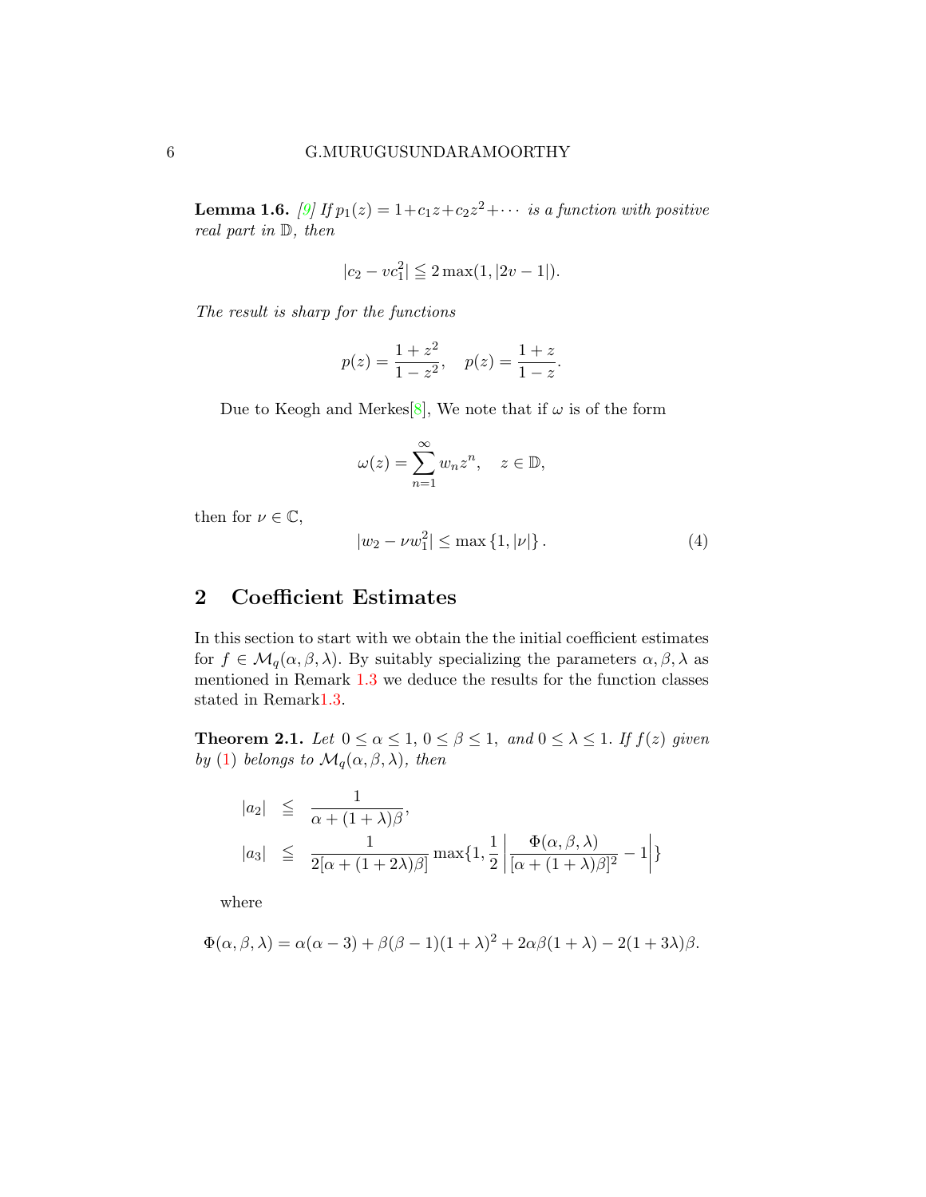**Lemma 1.6.** [9] *If $p_1(z) = 1+c_1z+c_2z^2+\cdots$ is a function with positive real part in $\mathbb{D}$, then*

$$|c_2 - vc_1^2| \leqq 2\max(1, |2v-1|).$$

*The result is sharp for the functions*

$$p(z) = \frac{1+z^2}{1-z^2}, \quad p(z) = \frac{1+z}{1-z}.$$

Due to Keogh and Merkes[8], We note that if $\omega$ is of the form

$$\omega(z) = \sum_{n=1}^{\infty} w_n z^n, \quad z \in \mathbb{D},$$

then for $\nu \in \mathbb{C}$,

$$|w_2 - \nu w_1^2| \leq \max\{1, |\nu|\}. \tag{4}$$

## 2 Coefficient Estimates

In this section to start with we obtain the the initial coefficient estimates for $f \in \mathcal{M}_q(\alpha, \beta, \lambda)$. By suitably specializing the parameters $\alpha, \beta, \lambda$ as mentioned in Remark 1.3 we deduce the results for the function classes stated in Remark1.3.

**Theorem 2.1.** *Let $0 \leq \alpha \leq 1,\ 0 \leq \beta \leq 1,$ and $0 \leq \lambda \leq 1$. If $f(z)$ given by (1) belongs to $\mathcal{M}_q(\alpha, \beta, \lambda)$, then*

$$\begin{aligned}
|a_2| &\leqq \frac{1}{\alpha + (1+\lambda)\beta}, \\
|a_3| &\leqq \frac{1}{2[\alpha + (1+2\lambda)\beta]} \max\{1, \frac{1}{2}\left|\frac{\Phi(\alpha, \beta, \lambda)}{[\alpha + (1+\lambda)\beta]^2} - 1\right|\}
\end{aligned}$$

where

$$\Phi(\alpha, \beta, \lambda) = \alpha(\alpha - 3) + \beta(\beta - 1)(1+\lambda)^2 + 2\alpha\beta(1+\lambda) - 2(1+3\lambda)\beta.$$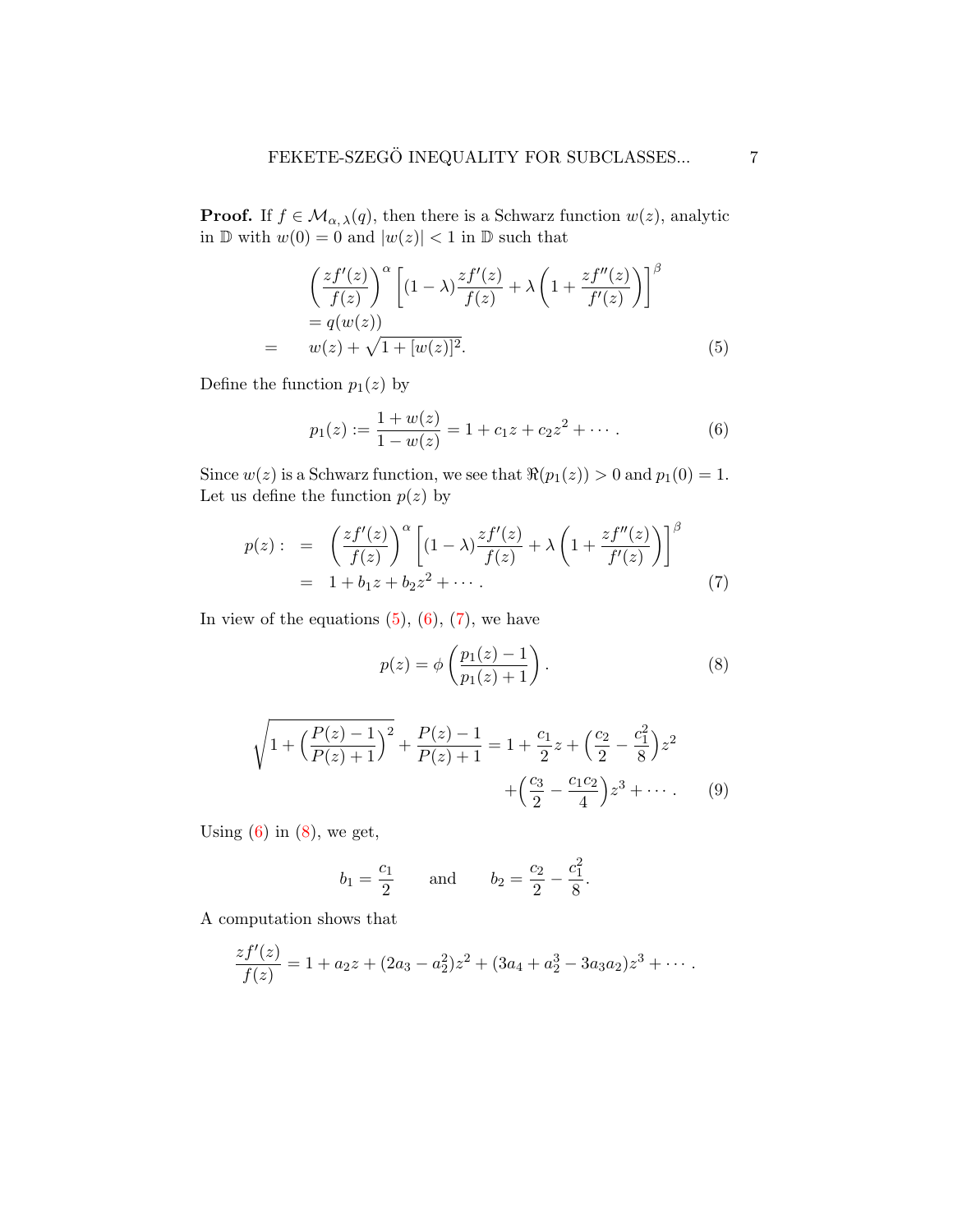**Proof.** If $f \in \mathcal{M}_{\alpha,\lambda}(q)$, then there is a Schwarz function $w(z)$, analytic in $\mathbb{D}$ with $w(0) = 0$ and $|w(z)| < 1$ in $\mathbb{D}$ such that

$$
\begin{aligned}
&\left(\frac{zf'(z)}{f(z)}\right)^{\alpha}\left[(1-\lambda)\frac{zf'(z)}{f(z)} + \lambda\left(1 + \frac{zf''(z)}{f'(z)}\right)\right]^{\beta} \\
&= q(w(z)) \\
= \quad & w(z) + \sqrt{1 + [w(z)]^2}. \qquad (5)
\end{aligned}
$$

Define the function $p_1(z)$ by

$$
p_1(z) := \frac{1 + w(z)}{1 - w(z)} = 1 + c_1 z + c_2 z^2 + \cdots. \qquad (6)
$$

Since $w(z)$ is a Schwarz function, we see that $\Re(p_1(z)) > 0$ and $p_1(0) = 1$. Let us define the function $p(z)$ by

$$
\begin{aligned}
p(z) : \;&=\; \left(\frac{zf'(z)}{f(z)}\right)^{\alpha}\left[(1-\lambda)\frac{zf'(z)}{f(z)} + \lambda\left(1 + \frac{zf''(z)}{f'(z)}\right)\right]^{\beta} \\
&=\; 1 + b_1 z + b_2 z^2 + \cdots. \qquad (7)
\end{aligned}
$$

In view of the equations (5), (6), (7), we have

$$
p(z) = \phi\left(\frac{p_1(z) - 1}{p_1(z) + 1}\right). \qquad (8)
$$

$$
\begin{aligned}
\sqrt{1 + \Big(\frac{P(z)-1}{P(z)+1}\Big)^2} + \frac{P(z)-1}{P(z)+1} = 1 + \frac{c_1}{2}z + \Big(\frac{c_2}{2} - \frac{c_1^2}{8}\Big)z^2 \\
+ \Big(\frac{c_3}{2} - \frac{c_1 c_2}{4}\Big)z^3 + \cdots. \qquad (9)
\end{aligned}
$$

Using (6) in (8), we get,

$$
b_1 = \frac{c_1}{2} \qquad \text{and} \qquad b_2 = \frac{c_2}{2} - \frac{c_1^2}{8}.
$$

A computation shows that

$$
\frac{zf'(z)}{f(z)} = 1 + a_2 z + (2a_3 - a_2^2)z^2 + (3a_4 + a_2^3 - 3a_3 a_2)z^3 + \cdots.
$$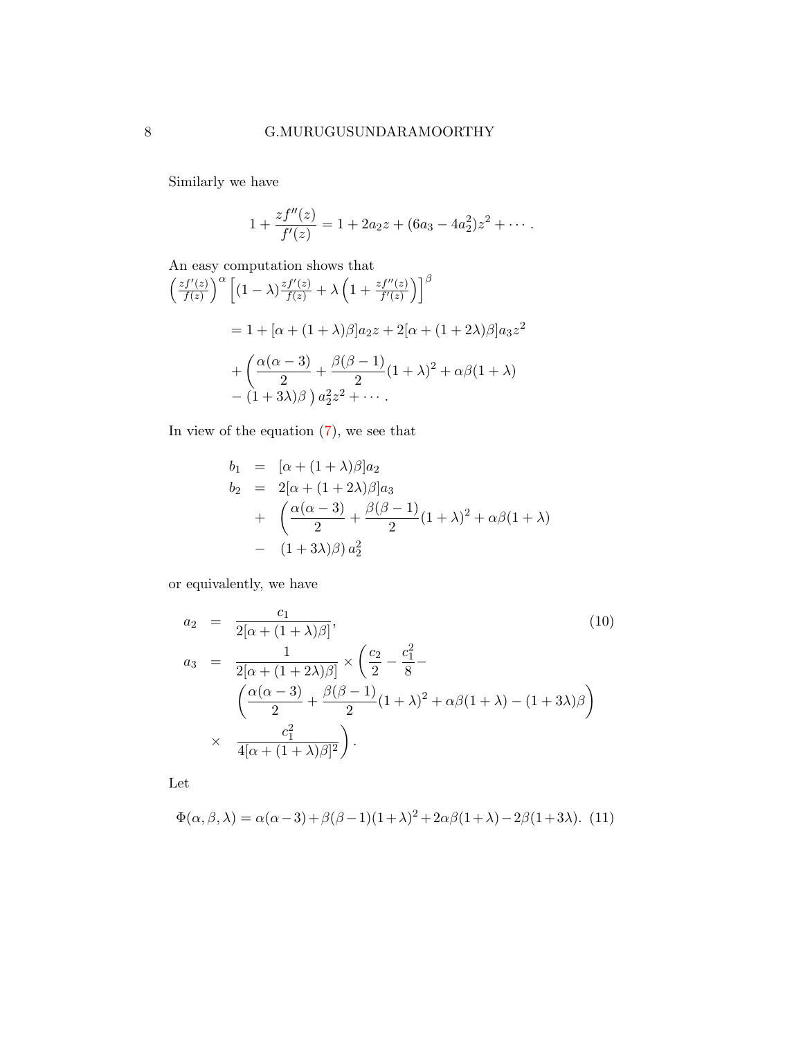Similarly we have

$$1 + \frac{zf''(z)}{f'(z)} = 1 + 2a_2 z + (6a_3 - 4a_2^2)z^2 + \cdots .$$

An easy computation shows that

$$\left(\frac{zf'(z)}{f(z)}\right)^{\alpha}\left[(1-\lambda)\frac{zf'(z)}{f(z)} + \lambda\left(1 + \frac{zf''(z)}{f'(z)}\right)\right]^{\beta}$$

$$\begin{aligned}
&= 1 + [\alpha + (1+\lambda)\beta]a_2 z + 2[\alpha + (1+2\lambda)\beta]a_3 z^2 \\
&+ \left(\frac{\alpha(\alpha-3)}{2} + \frac{\beta(\beta-1)}{2}(1+\lambda)^2 + \alpha\beta(1+\lambda)\right. \\
&\left. - (1+3\lambda)\beta\right) a_2^2 z^2 + \cdots .
\end{aligned}$$

In view of the equation (7), we see that

$$\begin{aligned}
b_1 &= [\alpha + (1+\lambda)\beta]a_2 \\
b_2 &= 2[\alpha + (1+2\lambda)\beta]a_3 \\
&+ \left(\frac{\alpha(\alpha-3)}{2} + \frac{\beta(\beta-1)}{2}(1+\lambda)^2 + \alpha\beta(1+\lambda)\right. \\
&- \left.(1+3\lambda)\beta\right) a_2^2
\end{aligned}$$

or equivalently, we have

$$\begin{aligned}
a_2 &= \frac{c_1}{2[\alpha + (1+\lambda)\beta]}, \qquad (10)\\
a_3 &= \frac{1}{2[\alpha + (1+2\lambda)\beta]} \times \left(\frac{c_2}{2} - \frac{c_1^2}{8} - \right. \\
&\quad \left(\frac{\alpha(\alpha-3)}{2} + \frac{\beta(\beta-1)}{2}(1+\lambda)^2 + \alpha\beta(1+\lambda) - (1+3\lambda)\beta\right) \\
&\times \left. \frac{c_1^2}{4[\alpha + (1+\lambda)\beta]^2}\right).
\end{aligned}$$

Let

$$\Phi(\alpha,\beta,\lambda) = \alpha(\alpha-3) + \beta(\beta-1)(1+\lambda)^2 + 2\alpha\beta(1+\lambda) - 2\beta(1+3\lambda). \qquad (11)$$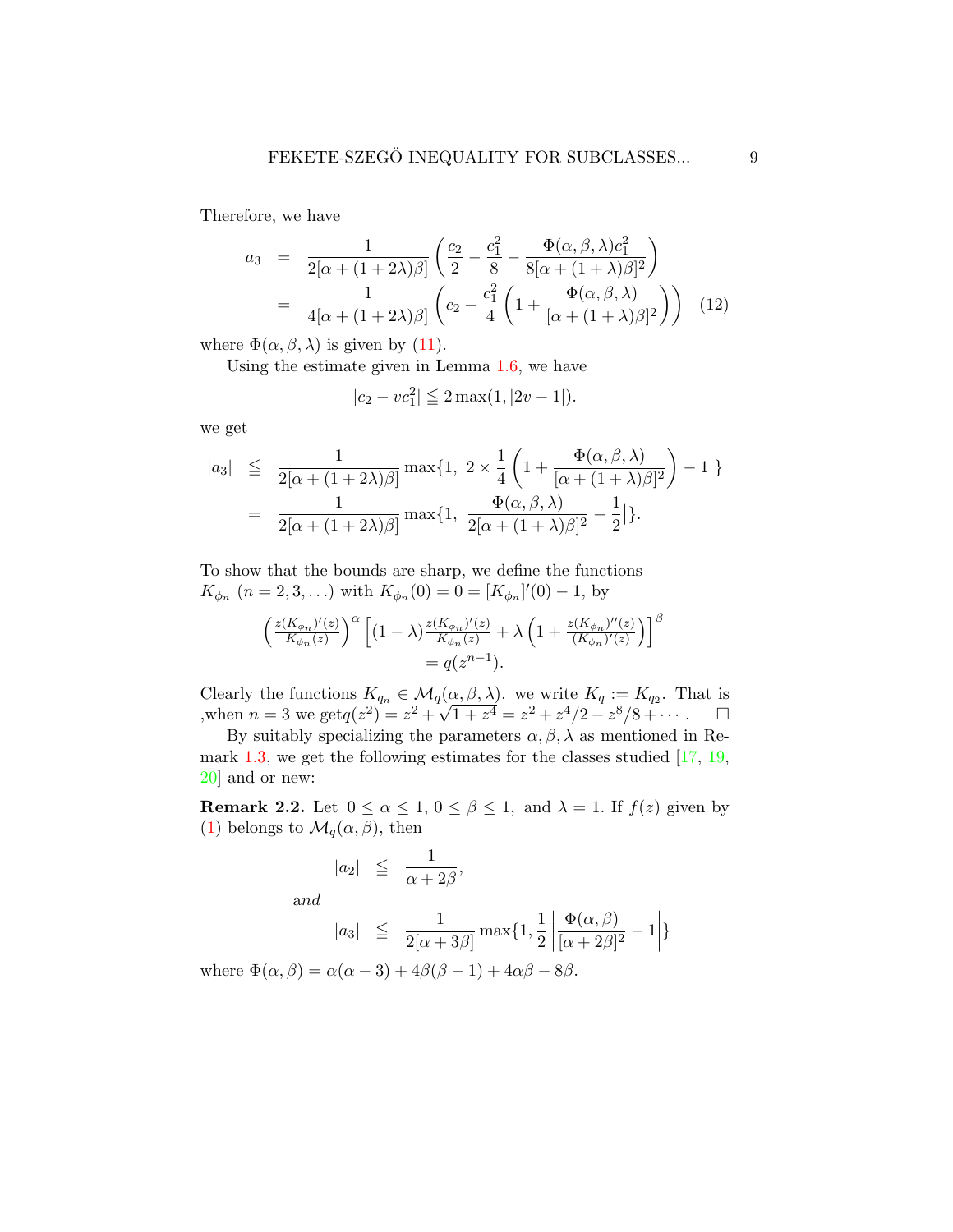Therefore, we have

$$
\begin{aligned}
a_3 &= \frac{1}{2[\alpha+(1+2\lambda)\beta]}\left(\frac{c_2}{2}-\frac{c_1^2}{8}-\frac{\Phi(\alpha,\beta,\lambda)c_1^2}{8[\alpha+(1+\lambda)\beta]^2}\right)\\
&= \frac{1}{4[\alpha+(1+2\lambda)\beta]}\left(c_2-\frac{c_1^2}{4}\left(1+\frac{\Phi(\alpha,\beta,\lambda)}{[\alpha+(1+\lambda)\beta]^2}\right)\right) \quad (12)
\end{aligned}
$$

where $\Phi(\alpha,\beta,\lambda)$ is given by (11).

Using the estimate given in Lemma 1.6, we have

$$
|c_2 - vc_1^2| \leqq 2\max(1, |2v-1|).
$$

we get

$$
\begin{aligned}
|a_3| &\leqq \frac{1}{2[\alpha+(1+2\lambda)\beta]}\max\{1, \left|2\times\frac{1}{4}\left(1+\frac{\Phi(\alpha,\beta,\lambda)}{[\alpha+(1+\lambda)\beta]^2}\right)-1\right|\}\\
&= \frac{1}{2[\alpha+(1+2\lambda)\beta]}\max\{1, \left|\frac{\Phi(\alpha,\beta,\lambda)}{2[\alpha+(1+\lambda)\beta]^2}-\frac{1}{2}\right|\}.
\end{aligned}
$$

To show that the bounds are sharp, we define the functions $K_{\phi_n}$ $(n = 2, 3, \dots)$ with $K_{\phi_n}(0) = 0 = [K_{\phi_n}]'(0) - 1$, by

$$
\left(\frac{z(K_{\phi_n})'(z)}{K_{\phi_n}(z)}\right)^{\alpha}\left[(1-\lambda)\frac{z(K_{\phi_n})'(z)}{K_{\phi_n}(z)}+\lambda\left(1+\frac{z(K_{\phi_n})''(z)}{(K_{\phi_n})'(z)}\right)\right]^{\beta} = q(z^{n-1}).
$$

Clearly the functions $K_{q_n} \in \mathcal{M}_q(\alpha,\beta,\lambda)$. we write $K_q := K_{q_2}$. That is ,when $n = 3$ we get$q(z^2) = z^2 + \sqrt{1+z^4} = z^2 + z^4/2 - z^8/8 + \cdots$. □

By suitably specializing the parameters $\alpha, \beta, \lambda$ as mentioned in Remark 1.3, we get the following estimates for the classes studied [17, 19, 20] and or new:

**Remark 2.2.** Let $0 \le \alpha \le 1$, $0 \le \beta \le 1$, and $\lambda = 1$. If $f(z)$ given by (1) belongs to $\mathcal{M}_q(\alpha,\beta)$, then

$$
|a_2| \leqq \frac{1}{\alpha+2\beta},
$$

and

$$
|a_3| \leqq \frac{1}{2[\alpha+3\beta]}\max\{1, \frac{1}{2}\left|\frac{\Phi(\alpha,\beta)}{[\alpha+2\beta]^2}-1\right|\}
$$

where $\Phi(\alpha,\beta) = \alpha(\alpha-3) + 4\beta(\beta-1) + 4\alpha\beta - 8\beta$.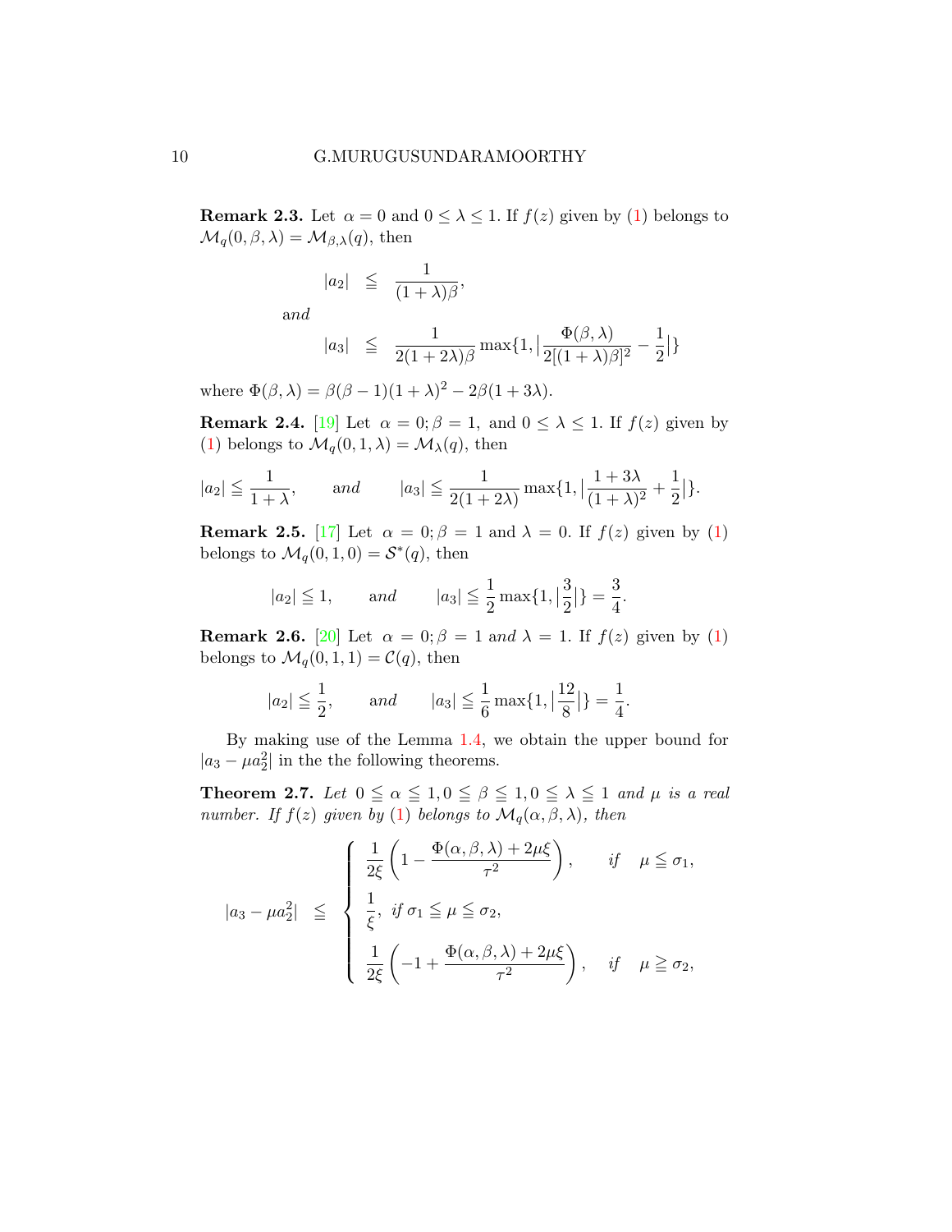**Remark 2.3.** Let $\alpha = 0$ and $0 \leq \lambda \leq 1$. If $f(z)$ given by (1) belongs to $\mathcal{M}_q(0, \beta, \lambda) = \mathcal{M}_{\beta,\lambda}(q)$, then

$$|a_2| \leqq \frac{1}{(1+\lambda)\beta},$$

and

$$|a_3| \leqq \frac{1}{2(1+2\lambda)\beta} \max\{1, \Big|\frac{\Phi(\beta,\lambda)}{2[(1+\lambda)\beta]^2} - \frac{1}{2}\Big|\}$$

where $\Phi(\beta, \lambda) = \beta(\beta - 1)(1 + \lambda)^2 - 2\beta(1 + 3\lambda)$.

**Remark 2.4.** [19] Let $\alpha = 0; \beta = 1,$ and $0 \leq \lambda \leq 1$. If $f(z)$ given by (1) belongs to $\mathcal{M}_q(0, 1, \lambda) = \mathcal{M}_\lambda(q)$, then

$$|a_2| \leqq \frac{1}{1+\lambda}, \qquad and \qquad |a_3| \leqq \frac{1}{2(1+2\lambda)} \max\{1, \Big|\frac{1+3\lambda}{(1+\lambda)^2} + \frac{1}{2}\Big|\}.$$

**Remark 2.5.** [17] Let $\alpha = 0; \beta = 1$ and $\lambda = 0$. If $f(z)$ given by (1) belongs to $\mathcal{M}_q(0, 1, 0) = \mathcal{S}^*(q)$, then

$$|a_2| \leqq 1, \qquad and \qquad |a_3| \leqq \frac{1}{2} \max\{1, \Big|\frac{3}{2}\Big|\} = \frac{3}{4}.$$

**Remark 2.6.** [20] Let $\alpha = 0; \beta = 1$ *and* $\lambda = 1$. If $f(z)$ given by (1) belongs to $\mathcal{M}_q(0, 1, 1) = \mathcal{C}(q)$, then

$$|a_2| \leqq \frac{1}{2}, \qquad and \qquad |a_3| \leqq \frac{1}{6} \max\{1, \Big|\frac{12}{8}\Big|\} = \frac{1}{4}.$$

By making use of the Lemma 1.4, we obtain the upper bound for $|a_3 - \mu a_2^2|$ in the the following theorems.

**Theorem 2.7.** *Let $0 \leqq \alpha \leqq 1, 0 \leqq \beta \leqq 1, 0 \leqq \lambda \leqq 1$ and $\mu$ is a real number. If $f(z)$ given by (1) belongs to $\mathcal{M}_q(\alpha, \beta, \lambda)$, then*

$$|a_3 - \mu a_2^2| \leqq \begin{cases} \dfrac{1}{2\xi}\left(1 - \dfrac{\Phi(\alpha,\beta,\lambda) + 2\mu\xi}{\tau^2}\right), & if \quad \mu \leqq \sigma_1, \\[2ex] \dfrac{1}{\xi}, \ if \ \sigma_1 \leqq \mu \leqq \sigma_2, \\[2ex] \dfrac{1}{2\xi}\left(-1 + \dfrac{\Phi(\alpha,\beta,\lambda) + 2\mu\xi}{\tau^2}\right), & if \quad \mu \geqq \sigma_2, \end{cases}$$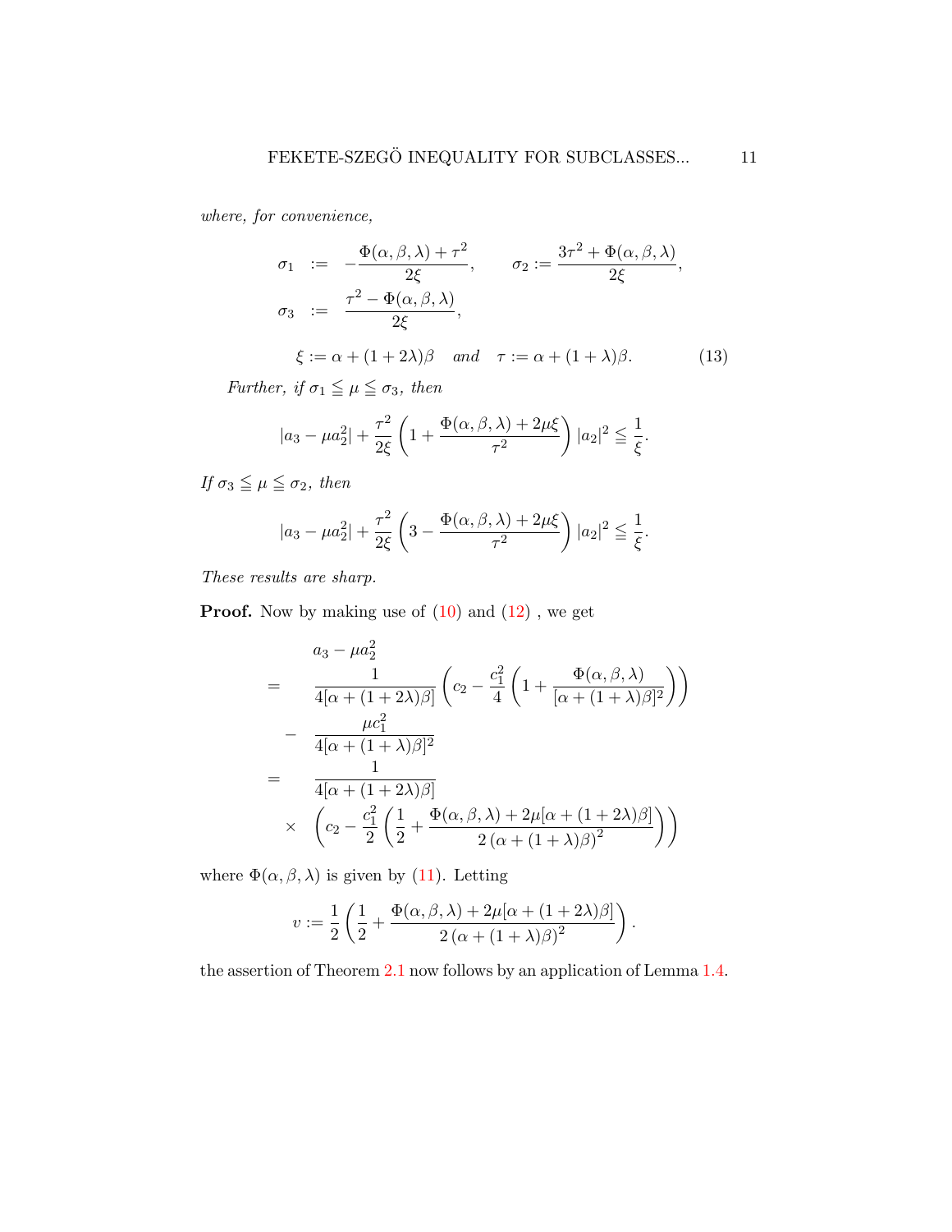*where, for convenience,*

$$\sigma_1 \;:=\; -\frac{\Phi(\alpha,\beta,\lambda)+\tau^2}{2\xi}, \qquad \sigma_2 := \frac{3\tau^2+\Phi(\alpha,\beta,\lambda)}{2\xi},$$

$$\sigma_3 \;:=\; \frac{\tau^2-\Phi(\alpha,\beta,\lambda)}{2\xi},$$

$$\xi := \alpha+(1+2\lambda)\beta \quad \textit{and} \quad \tau := \alpha+(1+\lambda)\beta. \tag{13}$$

*Further, if* $\sigma_1 \leqq \mu \leqq \sigma_3$*, then*

$$|a_3-\mu a_2^2| + \frac{\tau^2}{2\xi}\left(1+\frac{\Phi(\alpha,\beta,\lambda)+2\mu\xi}{\tau^2}\right)|a_2|^2 \leqq \frac{1}{\xi}.$$

*If* $\sigma_3 \leqq \mu \leqq \sigma_2$*, then*

$$|a_3-\mu a_2^2| + \frac{\tau^2}{2\xi}\left(3-\frac{\Phi(\alpha,\beta,\lambda)+2\mu\xi}{\tau^2}\right)|a_2|^2 \leqq \frac{1}{\xi}.$$

*These results are sharp.*

**Proof.** Now by making use of (10) and (12) , we get

$$\begin{aligned}
& a_3-\mu a_2^2 \\
= \;& \frac{1}{4[\alpha+(1+2\lambda)\beta]}\left(c_2-\frac{c_1^2}{4}\left(1+\frac{\Phi(\alpha,\beta,\lambda)}{[\alpha+(1+\lambda)\beta]^2}\right)\right) \\
- \;& \frac{\mu c_1^2}{4[\alpha+(1+\lambda)\beta]^2} \\
= \;& \frac{1}{4[\alpha+(1+2\lambda)\beta]} \\
\times \;& \left(c_2-\frac{c_1^2}{2}\left(\frac{1}{2}+\frac{\Phi(\alpha,\beta,\lambda)+2\mu[\alpha+(1+2\lambda)\beta]}{2\left(\alpha+(1+\lambda)\beta\right)^2}\right)\right)
\end{aligned}$$

where $\Phi(\alpha,\beta,\lambda)$ is given by (11). Letting

$$v := \frac{1}{2}\left(\frac{1}{2}+\frac{\Phi(\alpha,\beta,\lambda)+2\mu[\alpha+(1+2\lambda)\beta]}{2\left(\alpha+(1+\lambda)\beta\right)^2}\right).$$

the assertion of Theorem 2.1 now follows by an application of Lemma 1.4.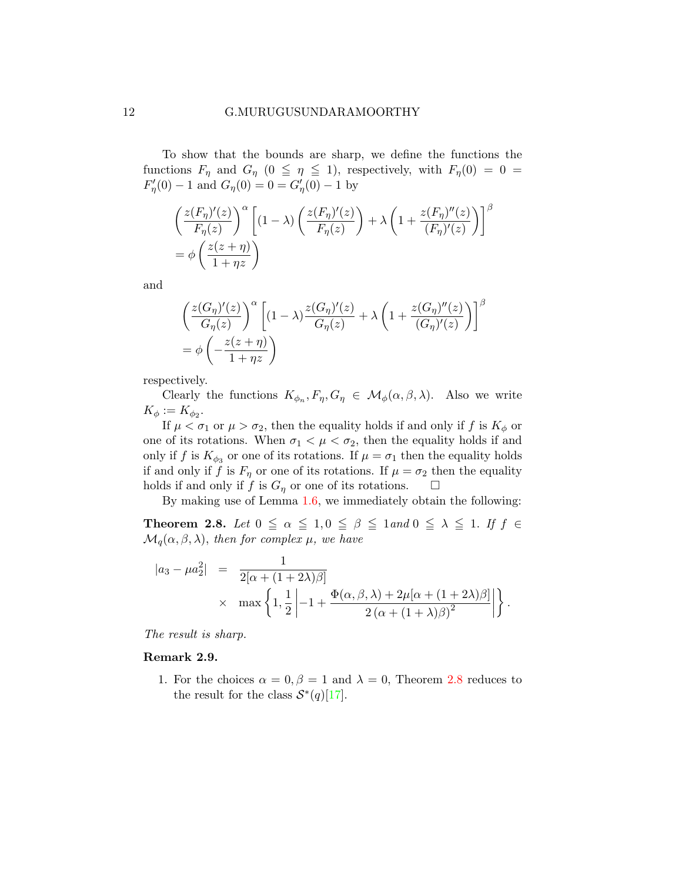To show that the bounds are sharp, we define the functions the functions $F_\eta$ and $G_\eta$ $(0 \leqq \eta \leqq 1)$, respectively, with $F_\eta(0) = 0 = F'_\eta(0) - 1$ and $G_\eta(0) = 0 = G'_\eta(0) - 1$ by

$$\left(\frac{z(F_\eta)'(z)}{F_\eta(z)}\right)^\alpha \left[(1-\lambda)\left(\frac{z(F_\eta)'(z)}{F_\eta(z)}\right) + \lambda\left(1 + \frac{z(F_\eta)''(z)}{(F_\eta)'(z)}\right)\right]^\beta$$
$$= \phi\left(\frac{z(z+\eta)}{1+\eta z}\right)$$

and

$$\left(\frac{z(G_\eta)'(z)}{G_\eta(z)}\right)^\alpha \left[(1-\lambda)\frac{z(G_\eta)'(z)}{G_\eta(z)} + \lambda\left(1 + \frac{z(G_\eta)''(z)}{(G_\eta)'(z)}\right)\right]^\beta$$
$$= \phi\left(-\frac{z(z+\eta)}{1+\eta z}\right)$$

respectively.

Clearly the functions $K_{\phi_n}, F_\eta, G_\eta \in \mathcal{M}_\phi(\alpha,\beta,\lambda)$. Also we write $K_\phi := K_{\phi_2}$.

If $\mu < \sigma_1$ or $\mu > \sigma_2$, then the equality holds if and only if $f$ is $K_\phi$ or one of its rotations. When $\sigma_1 < \mu < \sigma_2$, then the equality holds if and only if $f$ is $K_{\phi_3}$ or one of its rotations. If $\mu = \sigma_1$ then the equality holds if and only if $f$ is $F_\eta$ or one of its rotations. If $\mu = \sigma_2$ then the equality holds if and only if $f$ is $G_\eta$ or one of its rotations. $\square$

By making use of Lemma 1.6, we immediately obtain the following:

**Theorem 2.8.** *Let $0 \leqq \alpha \leqq 1, 0 \leqq \beta \leqq 1$ and $0 \leqq \lambda \leqq 1$. If $f \in \mathcal{M}_q(\alpha,\beta,\lambda)$, then for complex $\mu$, we have*

$$|a_3 - \mu a_2^2| = \frac{1}{2[\alpha + (1+2\lambda)\beta]} \times \max\left\{1, \frac{1}{2}\left|-1 + \frac{\Phi(\alpha,\beta,\lambda) + 2\mu[\alpha + (1+2\lambda)\beta]}{2\left(\alpha + (1+\lambda)\beta\right)^2}\right|\right\}.$$

*The result is sharp.*

**Remark 2.9.**

1. For the choices $\alpha = 0, \beta = 1$ and $\lambda = 0$, Theorem 2.8 reduces to the result for the class $\mathcal{S}^*(q)$[17].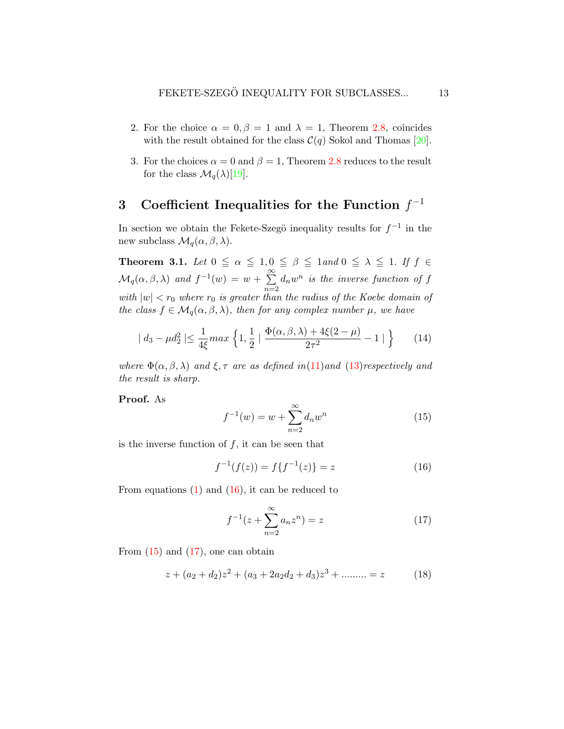2. For the choice $\alpha = 0, \beta = 1$ and $\lambda = 1$, Theorem 2.8, coincides with the result obtained for the class $\mathcal{C}(q)$ Sokol and Thomas [20].
3. For the choices $\alpha = 0$ and $\beta = 1$, Theorem 2.8 reduces to the result for the class $\mathcal{M}_q(\lambda)$[19].

## 3 Coefficient Inequalities for the Function $f^{-1}$

In section we obtain the Fekete-Szegö inequality results for $f^{-1}$ in the new subclass $\mathcal{M}_q(\alpha, \beta, \lambda)$.

**Theorem 3.1.** *Let $0 \leqq \alpha \leqq 1, 0 \leqq \beta \leqq 1$ and $0 \leqq \lambda \leqq 1$. If $f \in \mathcal{M}_q(\alpha, \beta, \lambda)$ and $f^{-1}(w) = w + \sum\limits_{n=2}^{\infty} d_n w^n$ is the inverse function of $f$ with $|w| < r_0$ where $r_0$ is greater than the radius of the Koebe domain of the class $f \in \mathcal{M}_q(\alpha, \beta, \lambda)$, then for any complex number $\mu$, we have*

$$| d_3 - \mu d_2^2 | \leq \frac{1}{4\xi} max \left\{ 1, \frac{1}{2} \mid \frac{\Phi(\alpha, \beta, \lambda) + 4\xi(2 - \mu)}{2\tau^2} - 1 \mid \right\} \tag{14}$$

*where $\Phi(\alpha, \beta, \lambda)$ and $\xi, \tau$ are as defined in(11)and (13)respectively and the result is sharp.*

**Proof.** As

$$f^{-1}(w) = w + \sum_{n=2}^{\infty} d_n w^n \tag{15}$$

is the inverse function of $f$, it can be seen that

$$f^{-1}(f(z)) = f\{f^{-1}(z)\} = z \tag{16}$$

From equations (1) and (16), it can be reduced to

$$f^{-1}(z + \sum_{n=2}^{\infty} a_n z^n) = z \tag{17}$$

From (15) and (17), one can obtain

$$z + (a_2 + d_2)z^2 + (a_3 + 2a_2 d_2 + d_3)z^3 + ......... = z \tag{18}$$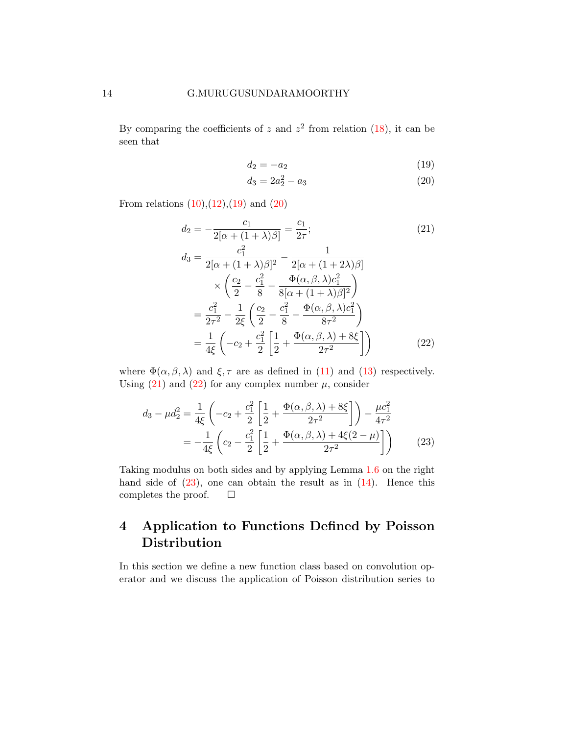By comparing the coefficients of $z$ and $z^2$ from relation (18), it can be seen that

$$d_2 = -a_2 \tag{19}$$

$$d_3 = 2a_2^2 - a_3 \tag{20}$$

From relations (10),(12),(19) and (20)

$$d_2 = -\frac{c_1}{2[\alpha + (1+\lambda)\beta]} = \frac{c_1}{2\tau}; \tag{21}$$

$$\begin{aligned}
d_3 &= \frac{c_1^2}{2[\alpha + (1+\lambda)\beta]^2} - \frac{1}{2[\alpha + (1+2\lambda)\beta]} \\
&\quad \times \left( \frac{c_2}{2} - \frac{c_1^2}{8} - \frac{\Phi(\alpha, \beta, \lambda) c_1^2}{8[\alpha + (1+\lambda)\beta]^2} \right) \\
&= \frac{c_1^2}{2\tau^2} - \frac{1}{2\xi} \left( \frac{c_2}{2} - \frac{c_1^2}{8} - \frac{\Phi(\alpha, \beta, \lambda) c_1^2}{8\tau^2} \right) \\
&= \frac{1}{4\xi} \left( -c_2 + \frac{c_1^2}{2} \left[ \frac{1}{2} + \frac{\Phi(\alpha, \beta, \lambda) + 8\xi}{2\tau^2} \right] \right)
\end{aligned} \tag{22}$$

where $\Phi(\alpha, \beta, \lambda)$ and $\xi, \tau$ are as defined in (11) and (13) respectively. Using (21) and (22) for any complex number $\mu$, consider

$$\begin{aligned}
d_3 - \mu d_2^2 &= \frac{1}{4\xi} \left( -c_2 + \frac{c_1^2}{2} \left[ \frac{1}{2} + \frac{\Phi(\alpha, \beta, \lambda) + 8\xi}{2\tau^2} \right] \right) - \frac{\mu c_1^2}{4\tau^2} \\
&= -\frac{1}{4\xi} \left( c_2 - \frac{c_1^2}{2} \left[ \frac{1}{2} + \frac{\Phi(\alpha, \beta, \lambda) + 4\xi(2-\mu)}{2\tau^2} \right] \right)
\end{aligned} \tag{23}$$

Taking modulus on both sides and by applying Lemma 1.6 on the right hand side of (23), one can obtain the result as in (14). Hence this completes the proof. □

# 4 Application to Functions Defined by Poisson Distribution

In this section we define a new function class based on convolution operator and we discuss the application of Poisson distribution series to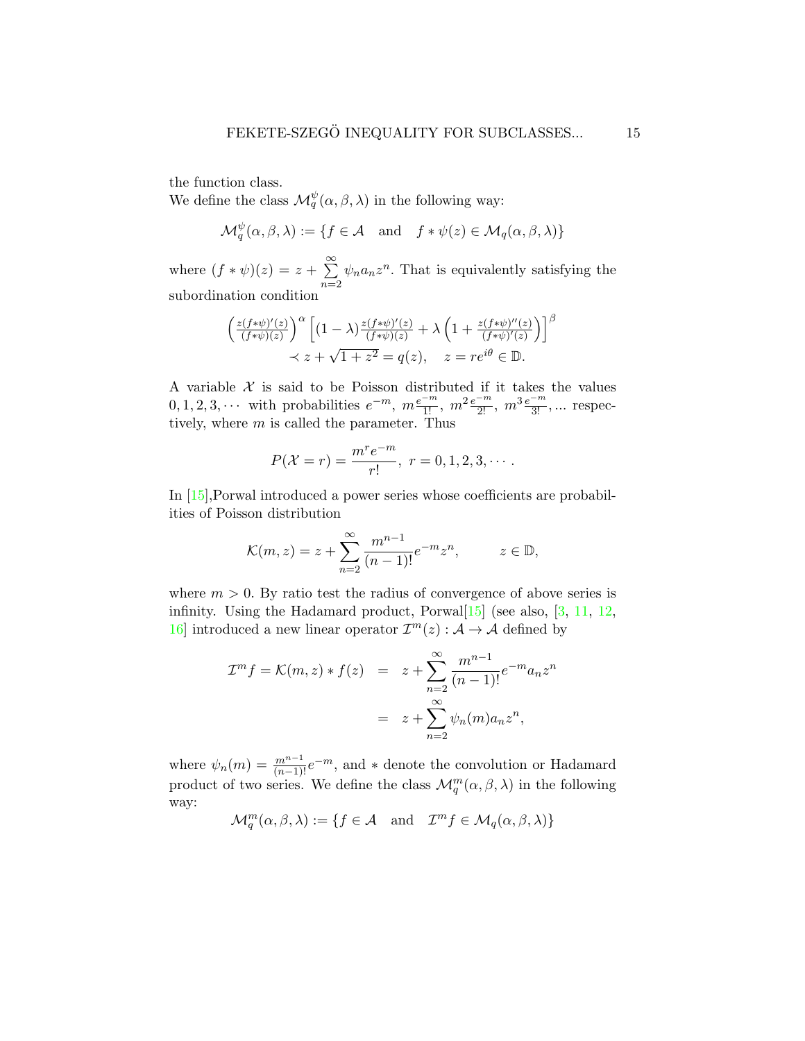the function class.
We define the class $\mathcal{M}_q^{\psi}(\alpha,\beta,\lambda)$ in the following way:

$$\mathcal{M}_q^{\psi}(\alpha,\beta,\lambda) := \{f \in \mathcal{A} \quad \text{and} \quad f * \psi(z) \in \mathcal{M}_q(\alpha,\beta,\lambda)\}$$

where $(f*\psi)(z) = z + \sum\limits_{n=2}^{\infty} \psi_n a_n z^n$. That is equivalently satisfying the subordination condition

$$\left(\frac{z(f*\psi)'(z)}{(f*\psi)(z)}\right)^{\alpha}\left[(1-\lambda)\frac{z(f*\psi)'(z)}{(f*\psi)(z)} + \lambda\left(1+\frac{z(f*\psi)''(z)}{(f*\psi)'(z)}\right)\right]^{\beta}$$
$$\prec z + \sqrt{1+z^2} = q(z), \quad z = re^{i\theta} \in \mathbb{D}.$$

A variable $\mathcal{X}$ is said to be Poisson distributed if it takes the values $0, 1, 2, 3, \cdots$ with probabilities $e^{-m}$, $m\frac{e^{-m}}{1!}$, $m^2\frac{e^{-m}}{2!}$, $m^3\frac{e^{-m}}{3!}, \ldots$ respectively, where $m$ is called the parameter. Thus

$$P(\mathcal{X} = r) = \frac{m^r e^{-m}}{r!}, \; r = 0, 1, 2, 3, \cdots.$$

In [15],Porwal introduced a power series whose coefficients are probabilities of Poisson distribution

$$\mathcal{K}(m,z) = z + \sum_{n=2}^{\infty} \frac{m^{n-1}}{(n-1)!} e^{-m} z^n, \qquad z \in \mathbb{D},$$

where $m > 0$. By ratio test the radius of convergence of above series is infinity. Using the Hadamard product, Porwal[15] (see also, [3, 11, 12, 16] introduced a new linear operator $\mathcal{I}^m(z) : \mathcal{A} \to \mathcal{A}$ defined by

$$\begin{aligned}
\mathcal{I}^m f = \mathcal{K}(m,z) * f(z) &= z + \sum_{n=2}^{\infty} \frac{m^{n-1}}{(n-1)!} e^{-m} a_n z^n \\
&= z + \sum_{n=2}^{\infty} \psi_n(m) a_n z^n,
\end{aligned}$$

where $\psi_n(m) = \frac{m^{n-1}}{(n-1)!}e^{-m}$, and $*$ denote the convolution or Hadamard product of two series. We define the class $\mathcal{M}_q^m(\alpha,\beta,\lambda)$ in the following way:

$$\mathcal{M}_q^m(\alpha,\beta,\lambda) := \{f \in \mathcal{A} \quad \text{and} \quad \mathcal{I}^m f \in \mathcal{M}_q(\alpha,\beta,\lambda)\}$$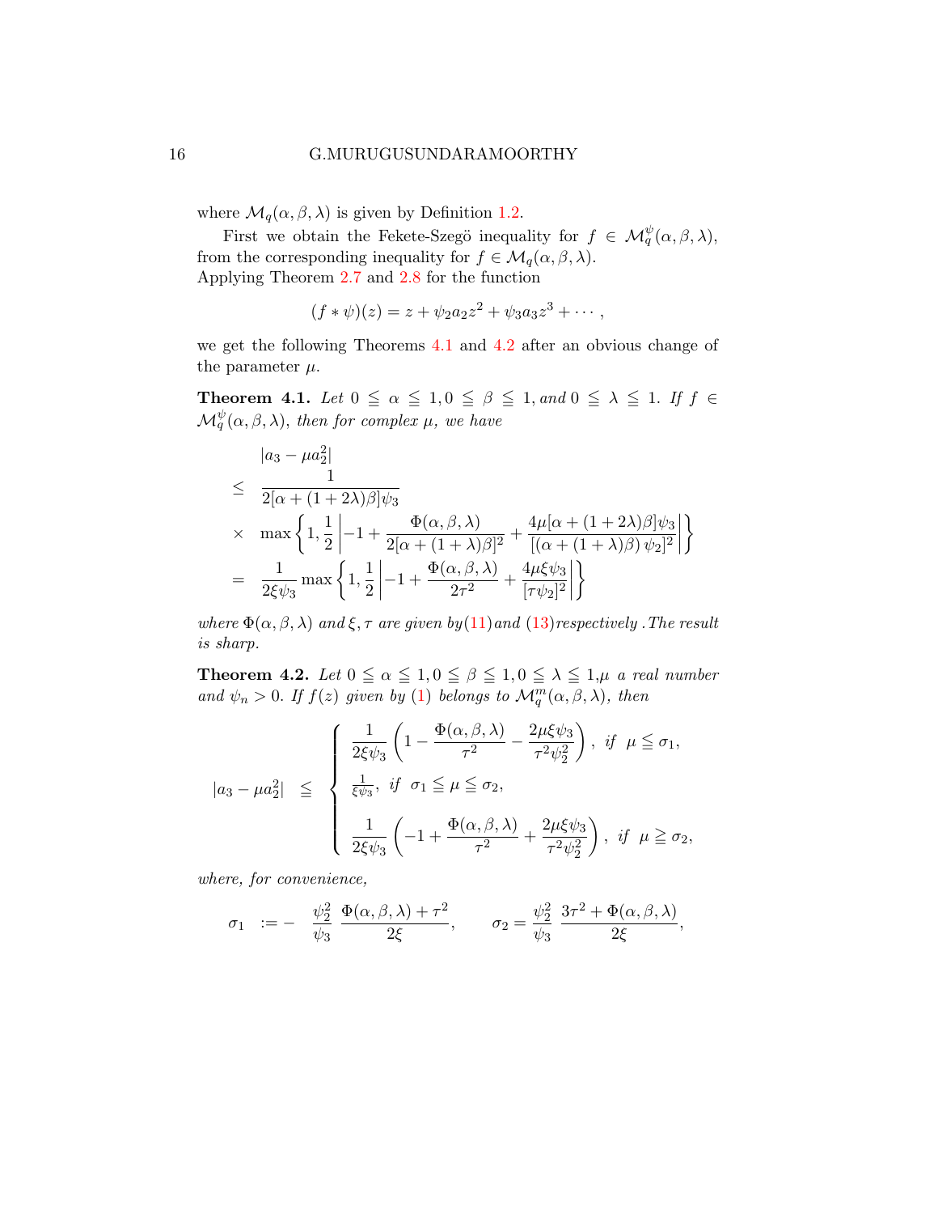where $\mathcal{M}_q(\alpha,\beta,\lambda)$ is given by Definition 1.2.

First we obtain the Fekete-Szegö inequality for $f \in \mathcal{M}_q^{\psi}(\alpha,\beta,\lambda)$, from the corresponding inequality for $f \in \mathcal{M}_q(\alpha,\beta,\lambda)$.
Applying Theorem 2.7 and 2.8 for the function

$$(f*\psi)(z) = z + \psi_2 a_2 z^2 + \psi_3 a_3 z^3 + \cdots,$$

we get the following Theorems 4.1 and 4.2 after an obvious change of the parameter $\mu$.

**Theorem 4.1.** *Let $0 \leqq \alpha \leqq 1, 0 \leqq \beta \leqq 1,$ and $0 \leqq \lambda \leqq 1$. If $f \in \mathcal{M}_q^{\psi}(\alpha,\beta,\lambda)$, then for complex $\mu$, we have*

$$\begin{aligned}
&|a_3 - \mu a_2^2| \\
\leq\ & \frac{1}{2[\alpha + (1+2\lambda)\beta]\psi_3} \\
\times\ & \max\left\{1, \frac{1}{2}\left|-1 + \frac{\Phi(\alpha,\beta,\lambda)}{2[\alpha+(1+\lambda)\beta]^2} + \frac{4\mu[\alpha+(1+2\lambda)\beta]\psi_3}{[(\alpha+(1+\lambda)\beta)\,\psi_2]^2}\right|\right\} \\
=\ & \frac{1}{2\xi\psi_3}\max\left\{1, \frac{1}{2}\left|-1 + \frac{\Phi(\alpha,\beta,\lambda)}{2\tau^2} + \frac{4\mu\xi\psi_3}{[\tau\psi_2]^2}\right|\right\}
\end{aligned}$$

*where $\Phi(\alpha,\beta,\lambda)$ and $\xi,\tau$ are given by (11) and (13) respectively. The result is sharp.*

**Theorem 4.2.** *Let $0 \leqq \alpha \leqq 1, 0 \leqq \beta \leqq 1, 0 \leqq \lambda \leqq 1,$ $\mu$ a real number and $\psi_n > 0$. If $f(z)$ given by (1) belongs to $\mathcal{M}_q^{m}(\alpha,\beta,\lambda)$, then*

$$|a_3 - \mu a_2^2| \ \leqq \ \begin{cases} \dfrac{1}{2\xi\psi_3}\left(1 - \dfrac{\Phi(\alpha,\beta,\lambda)}{\tau^2} - \dfrac{2\mu\xi\psi_3}{\tau^2\psi_2^2}\right), & \text{if } \ \mu \leqq \sigma_1, \\ \frac{1}{\xi\psi_3}, \ \text{if } \ \sigma_1 \leqq \mu \leqq \sigma_2, \\ \dfrac{1}{2\xi\psi_3}\left(-1 + \dfrac{\Phi(\alpha,\beta,\lambda)}{\tau^2} + \dfrac{2\mu\xi\psi_3}{\tau^2\psi_2^2}\right), & \text{if } \ \mu \geqq \sigma_2, \end{cases}$$

*where, for convenience,*

$$\sigma_1 \ := - \ \frac{\psi_2^2}{\psi_3}\ \frac{\Phi(\alpha,\beta,\lambda) + \tau^2}{2\xi}, \qquad \sigma_2 = \frac{\psi_2^2}{\psi_3}\ \frac{3\tau^2 + \Phi(\alpha,\beta,\lambda)}{2\xi},$$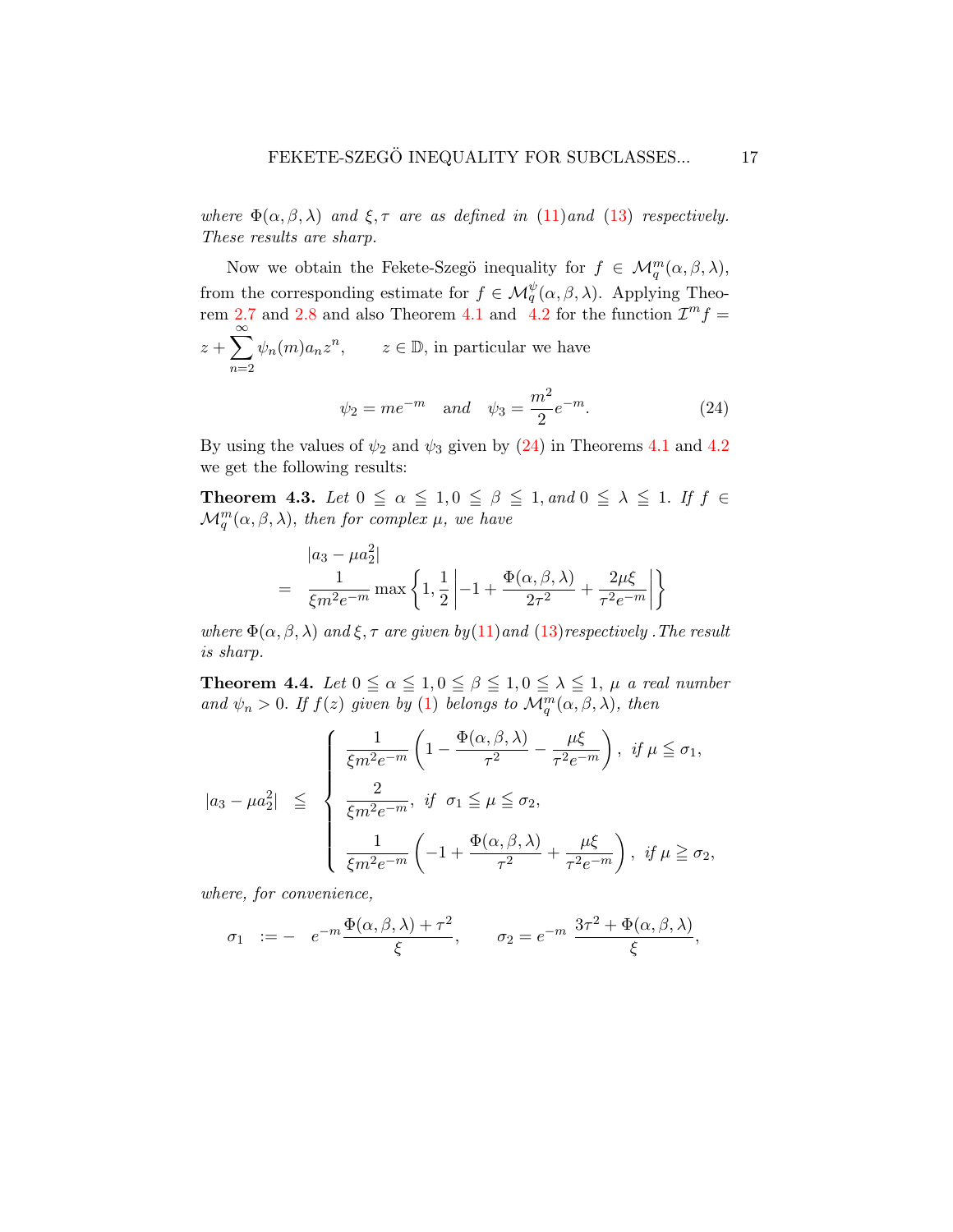*where* $\Phi(\alpha, \beta, \lambda)$ *and* $\xi, \tau$ *are as defined in* (11)*and* (13) *respectively. These results are sharp.*

Now we obtain the Fekete-Szegö inequality for $f \in \mathcal{M}_q^m(\alpha, \beta, \lambda)$, from the corresponding estimate for $f \in \mathcal{M}_q^\psi(\alpha, \beta, \lambda)$. Applying Theorem 2.7 and 2.8 and also Theorem 4.1 and 4.2 for the function $\mathcal{I}^m f = z + \sum_{n=2}^{\infty} \psi_n(m) a_n z^n, \qquad z \in \mathbb{D}$, in particular we have

$$\psi_2 = me^{-m} \quad \text{and} \quad \psi_3 = \frac{m^2}{2} e^{-m}. \tag{24}$$

By using the values of $\psi_2$ and $\psi_3$ given by (24) in Theorems 4.1 and 4.2 we get the following results:

**Theorem 4.3.** *Let* $0 \leqq \alpha \leqq 1, 0 \leqq \beta \leqq 1$, *and* $0 \leqq \lambda \leqq 1$. *If* $f \in \mathcal{M}_q^m(\alpha, \beta, \lambda)$, *then for complex* $\mu$, *we have*

$$\begin{aligned} & |a_3 - \mu a_2^2| \\ = \quad & \frac{1}{\xi m^2 e^{-m}} \max \left\{ 1, \frac{1}{2} \left| -1 + \frac{\Phi(\alpha, \beta, \lambda)}{2\tau^2} + \frac{2\mu\xi}{\tau^2 e^{-m}} \right| \right\} \end{aligned}$$

*where* $\Phi(\alpha, \beta, \lambda)$ *and* $\xi, \tau$ *are given by*(11)*and* (13)*respectively .The result is sharp.*

**Theorem 4.4.** *Let* $0 \leqq \alpha \leqq 1, 0 \leqq \beta \leqq 1, 0 \leqq \lambda \leqq 1$, $\mu$ *a real number and* $\psi_n > 0$. *If* $f(z)$ *given by* (1) *belongs to* $\mathcal{M}_q^m(\alpha, \beta, \lambda)$, *then*

$$|a_3 - \mu a_2^2| \leqq \begin{cases} \dfrac{1}{\xi m^2 e^{-m}} \left( 1 - \dfrac{\Phi(\alpha, \beta, \lambda)}{\tau^2} - \dfrac{\mu\xi}{\tau^2 e^{-m}} \right), & \text{if } \mu \leqq \sigma_1, \\[2ex] \dfrac{2}{\xi m^2 e^{-m}}, & \text{if } \sigma_1 \leqq \mu \leqq \sigma_2, \\[2ex] \dfrac{1}{\xi m^2 e^{-m}} \left( -1 + \dfrac{\Phi(\alpha, \beta, \lambda)}{\tau^2} + \dfrac{\mu\xi}{\tau^2 e^{-m}} \right), & \text{if } \mu \geqq \sigma_2, \end{cases}$$

*where, for convenience,*

$$\sigma_1 := - \quad e^{-m} \frac{\Phi(\alpha, \beta, \lambda) + \tau^2}{\xi}, \qquad \sigma_2 = e^{-m} \; \frac{3\tau^2 + \Phi(\alpha, \beta, \lambda)}{\xi},$$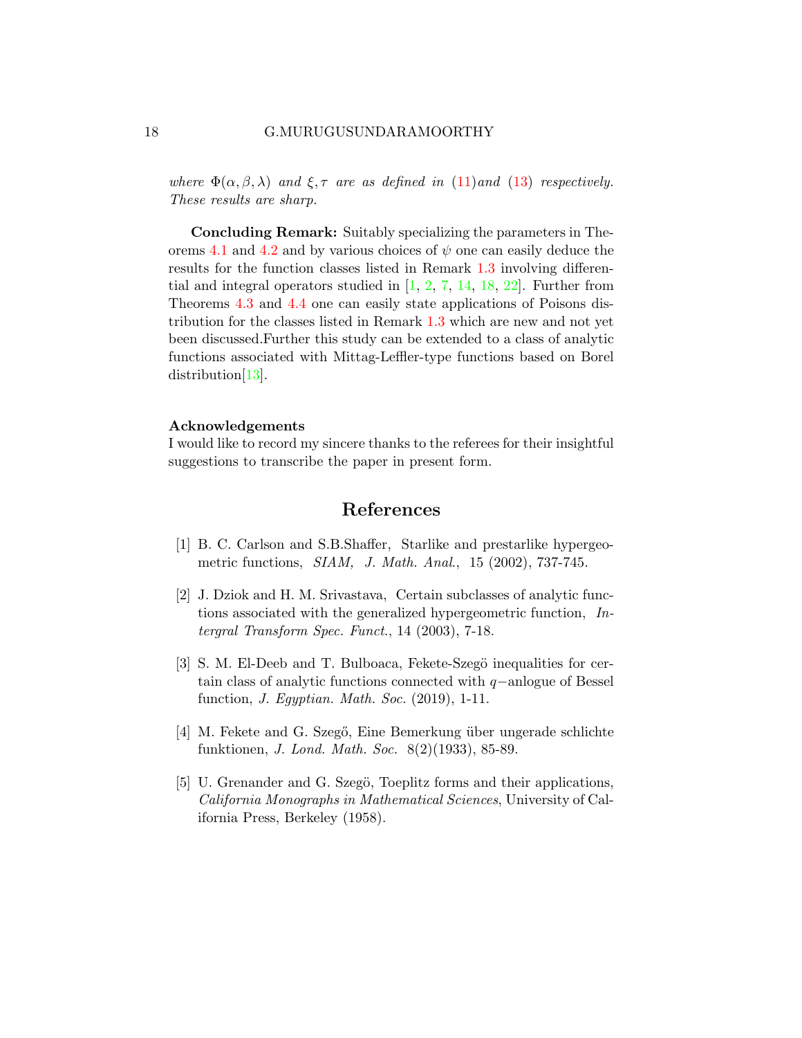*where* $\Phi(\alpha, \beta, \lambda)$ *and* $\xi, \tau$ *are as defined in* (11)*and* (13) *respectively. These results are sharp.*

**Concluding Remark:** Suitably specializing the parameters in Theorems 4.1 and 4.2 and by various choices of $\psi$ one can easily deduce the results for the function classes listed in Remark 1.3 involving differential and integral operators studied in [1, 2, 7, 14, 18, 22]. Further from Theorems 4.3 and 4.4 one can easily state applications of Poisons distribution for the classes listed in Remark 1.3 which are new and not yet been discussed.Further this study can be extended to a class of analytic functions associated with Mittag-Leffler-type functions based on Borel distribution[13].

**Acknowledgements**

I would like to record my sincere thanks to the referees for their insightful suggestions to transcribe the paper in present form.

## References

[1] B. C. Carlson and S.B.Shaffer, Starlike and prestarlike hypergeometric functions, *SIAM, J. Math. Anal.*, 15 (2002), 737-745.

[2] J. Dziok and H. M. Srivastava, Certain subclasses of analytic functions associated with the generalized hypergeometric function, *Intergral Transform Spec. Funct.*, 14 (2003), 7-18.

[3] S. M. El-Deeb and T. Bulboaca, Fekete-Szegö inequalities for certain class of analytic functions connected with $q-$anlogue of Bessel function, *J. Egyptian. Math. Soc.* (2019), 1-11.

[4] M. Fekete and G. Szegő, Eine Bemerkung über ungerade schlichte funktionen, *J. Lond. Math. Soc.* 8(2)(1933), 85-89.

[5] U. Grenander and G. Szegö, Toeplitz forms and their applications, *California Monographs in Mathematical Sciences*, University of California Press, Berkeley (1958).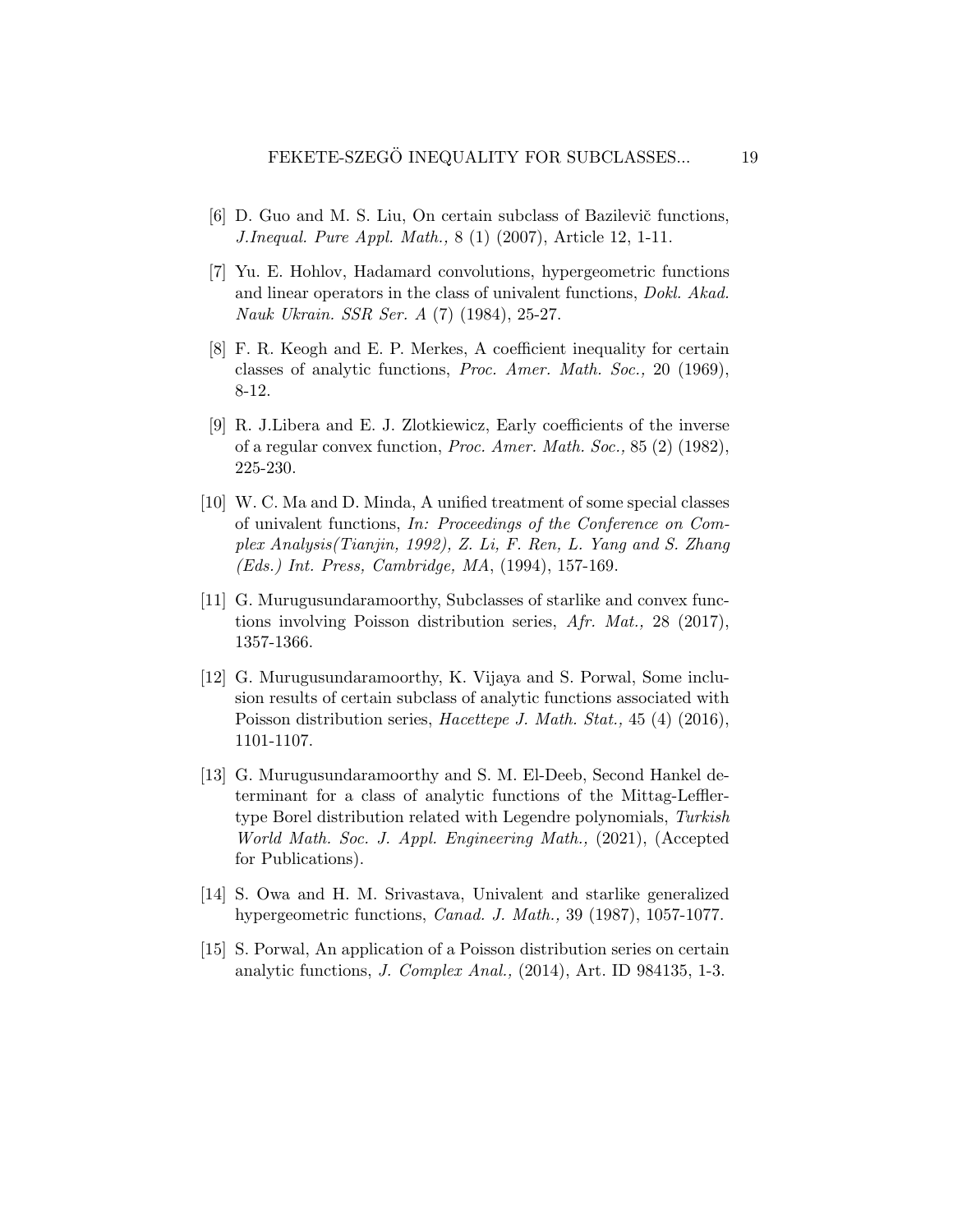[6] D. Guo and M. S. Liu, On certain subclass of Bazilevič functions, *J.Inequal. Pure Appl. Math.,* 8 (1) (2007), Article 12, 1-11.

[7] Yu. E. Hohlov, Hadamard convolutions, hypergeometric functions and linear operators in the class of univalent functions, *Dokl. Akad. Nauk Ukrain. SSR Ser. A* (7) (1984), 25-27.

[8] F. R. Keogh and E. P. Merkes, A coefficient inequality for certain classes of analytic functions, *Proc. Amer. Math. Soc.,* 20 (1969), 8-12.

[9] R. J.Libera and E. J. Zlotkiewicz, Early coefficients of the inverse of a regular convex function, *Proc. Amer. Math. Soc.,* 85 (2) (1982), 225-230.

[10] W. C. Ma and D. Minda, A unified treatment of some special classes of univalent functions, *In: Proceedings of the Conference on Complex Analysis(Tianjin, 1992), Z. Li, F. Ren, L. Yang and S. Zhang (Eds.) Int. Press, Cambridge, MA*, (1994), 157-169.

[11] G. Murugusundaramoorthy, Subclasses of starlike and convex functions involving Poisson distribution series, *Afr. Mat.,* 28 (2017), 1357-1366.

[12] G. Murugusundaramoorthy, K. Vijaya and S. Porwal, Some inclusion results of certain subclass of analytic functions associated with Poisson distribution series, *Hacettepe J. Math. Stat.,* 45 (4) (2016), 1101-1107.

[13] G. Murugusundaramoorthy and S. M. El-Deeb, Second Hankel determinant for a class of analytic functions of the Mittag-Leffler-type Borel distribution related with Legendre polynomials, *Turkish World Math. Soc. J. Appl. Engineering Math.,* (2021), (Accepted for Publications).

[14] S. Owa and H. M. Srivastava, Univalent and starlike generalized hypergeometric functions, *Canad. J. Math.,* 39 (1987), 1057-1077.

[15] S. Porwal, An application of a Poisson distribution series on certain analytic functions, *J. Complex Anal.,* (2014), Art. ID 984135, 1-3.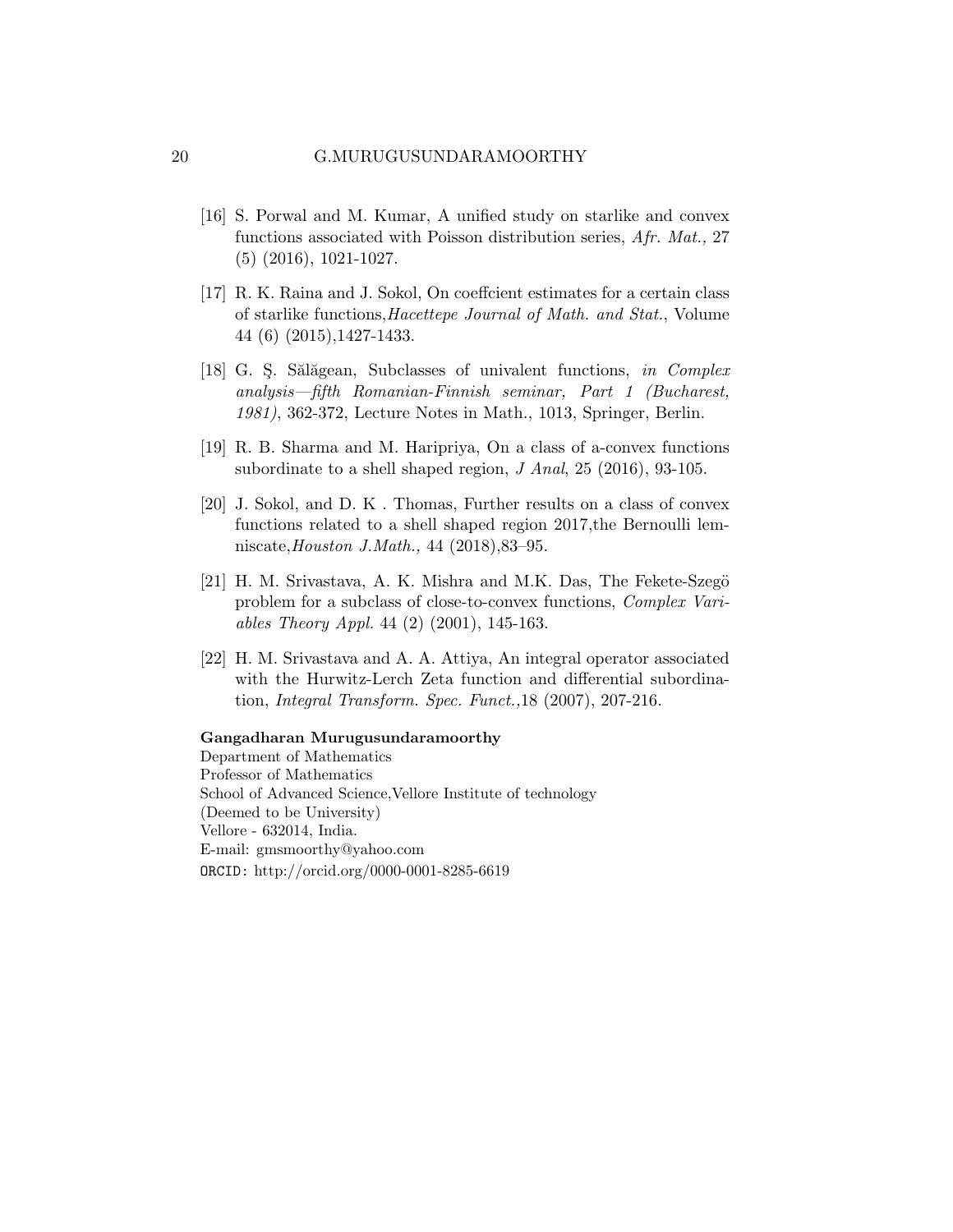[16] S. Porwal and M. Kumar, A unified study on starlike and convex functions associated with Poisson distribution series, *Afr. Mat.,* 27 (5) (2016), 1021-1027.

[17] R. K. Raina and J. Sokol, On coeffcient estimates for a certain class of starlike functions,*Hacettepe Journal of Math. and Stat.*, Volume 44 (6) (2015),1427-1433.

[18] G. Ş. Sălăgean, Subclasses of univalent functions, *in Complex analysis—fifth Romanian-Finnish seminar, Part 1 (Bucharest, 1981)*, 362-372, Lecture Notes in Math., 1013, Springer, Berlin.

[19] R. B. Sharma and M. Haripriya, On a class of a-convex functions subordinate to a shell shaped region, *J Anal*, 25 (2016), 93-105.

[20] J. Sokol, and D. K . Thomas, Further results on a class of convex functions related to a shell shaped region 2017,the Bernoulli lemniscate,*Houston J.Math.,* 44 (2018),83–95.

[21] H. M. Srivastava, A. K. Mishra and M.K. Das, The Fekete-Szegö problem for a subclass of close-to-convex functions, *Complex Variables Theory Appl.* 44 (2) (2001), 145-163.

[22] H. M. Srivastava and A. A. Attiya, An integral operator associated with the Hurwitz-Lerch Zeta function and differential subordination, *Integral Transform. Spec. Funct.,*18 (2007), 207-216.

**Gangadharan Murugusundaramoorthy**
Department of Mathematics
Professor of Mathematics
School of Advanced Science,Vellore Institute of technology
(Deemed to be University)
Vellore - 632014, India.
E-mail: gmsmoorthy@yahoo.com
ORCID: http://orcid.org/0000-0001-8285-6619